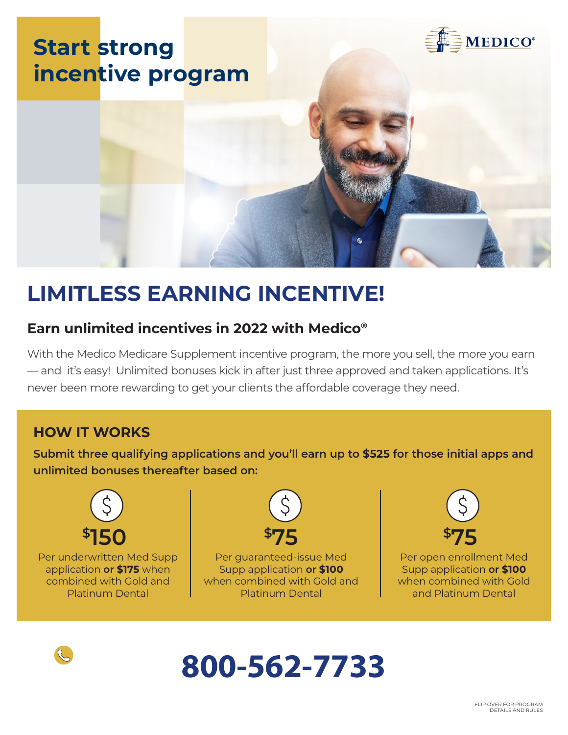# Start strong incentive program

MEDICO®

## LIMITLESS EARNING INCENTIVE!

### Earn unlimited incentives in 2022 with Medico®

With the Medico Medicare Supplement incentive program, the more you sell, the more you earn — and it's easy! Unlimited bonuses kick in after just three approved and taken applications. It's never been more rewarding to get your clients the affordable coverage they need.

### HOW IT WORKS

**Submit three qualifying applications and you'll earn up to $525 for those initial apps and unlimited bonuses thereafter based on:**

**$150**

Per underwritten Med Supp application **or $175** when combined with Gold and Platinum Dental

**$75**

Per guaranteed-issue Med Supp application **or $100** when combined with Gold and Platinum Dental

**$75**

Per open enrollment Med Supp application **or $100** when combined with Gold and Platinum Dental

## 800-562-7733

FLIP OVER FOR PROGRAM DETAILS AND RULES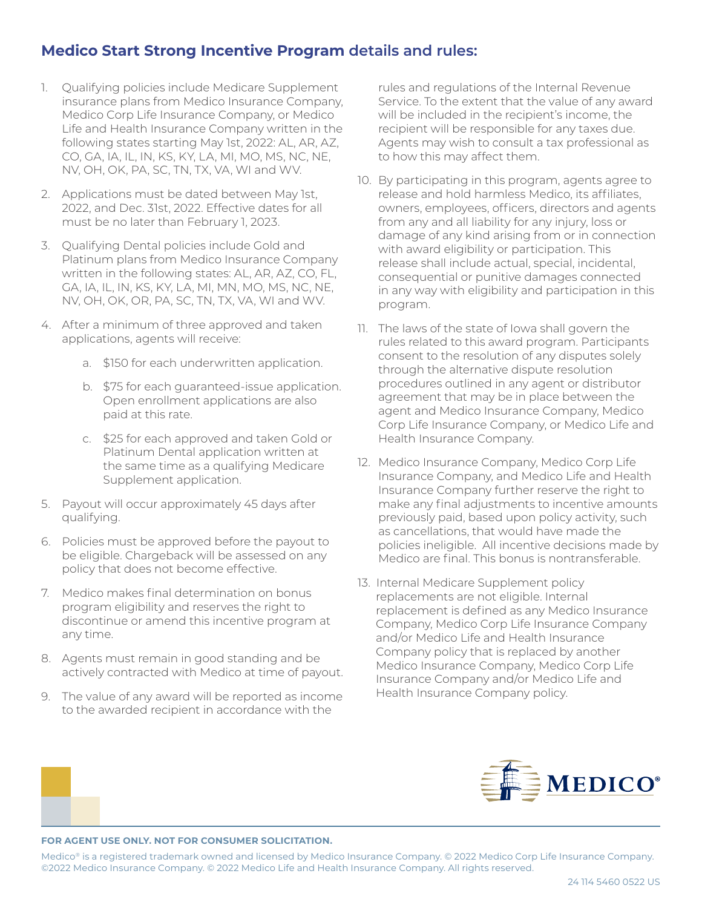## **Medico Start Strong Incentive Program** details and rules:

1. Qualifying policies include Medicare Supplement insurance plans from Medico Insurance Company, Medico Corp Life Insurance Company, or Medico Life and Health Insurance Company written in the following states starting May 1st, 2022: AL, AR, AZ, CO, GA, IA, IL, IN, KS, KY, LA, MI, MO, MS, NC, NE, NV, OH, OK, PA, SC, TN, TX, VA, WI and WV.
2. Applications must be dated between May 1st, 2022, and Dec. 31st, 2022. Effective dates for all must be no later than February 1, 2023.
3. Qualifying Dental policies include Gold and Platinum plans from Medico Insurance Company written in the following states: AL, AR, AZ, CO, FL, GA, IA, IL, IN, KS, KY, LA, MI, MN, MO, MS, NC, NE, NV, OH, OK, OR, PA, SC, TN, TX, VA, WI and WV.
4. After a minimum of three approved and taken applications, agents will receive:
   a. $150 for each underwritten application.
   b. $75 for each guaranteed-issue application. Open enrollment applications are also paid at this rate.
   c. $25 for each approved and taken Gold or Platinum Dental application written at the same time as a qualifying Medicare Supplement application.
5. Payout will occur approximately 45 days after qualifying.
6. Policies must be approved before the payout to be eligible. Chargeback will be assessed on any policy that does not become effective.
7. Medico makes final determination on bonus program eligibility and reserves the right to discontinue or amend this incentive program at any time.
8. Agents must remain in good standing and be actively contracted with Medico at time of payout.
9. The value of any award will be reported as income to the awarded recipient in accordance with the rules and regulations of the Internal Revenue Service. To the extent that the value of any award will be included in the recipient's income, the recipient will be responsible for any taxes due. Agents may wish to consult a tax professional as to how this may affect them.
10. By participating in this program, agents agree to release and hold harmless Medico, its affiliates, owners, employees, officers, directors and agents from any and all liability for any injury, loss or damage of any kind arising from or in connection with award eligibility or participation. This release shall include actual, special, incidental, consequential or punitive damages connected in any way with eligibility and participation in this program.
11. The laws of the state of Iowa shall govern the rules related to this award program. Participants consent to the resolution of any disputes solely through the alternative dispute resolution procedures outlined in any agent or distributor agreement that may be in place between the agent and Medico Insurance Company, Medico Corp Life Insurance Company, or Medico Life and Health Insurance Company.
12. Medico Insurance Company, Medico Corp Life Insurance Company, and Medico Life and Health Insurance Company further reserve the right to make any final adjustments to incentive amounts previously paid, based upon policy activity, such as cancellations, that would have made the policies ineligible. All incentive decisions made by Medico are final. This bonus is nontransferable.
13. Internal Medicare Supplement policy replacements are not eligible. Internal replacement is defined as any Medico Insurance Company, Medico Corp Life Insurance Company and/or Medico Life and Health Insurance Company policy that is replaced by another Medico Insurance Company, Medico Corp Life Insurance Company and/or Medico Life and Health Insurance Company policy.

MEDICO®

**FOR AGENT USE ONLY. NOT FOR CONSUMER SOLICITATION.**

Medico® is a registered trademark owned and licensed by Medico Insurance Company. © 2022 Medico Corp Life Insurance Company. ©2022 Medico Insurance Company. © 2022 Medico Life and Health Insurance Company. All rights reserved.

24 114 5460 0522 US